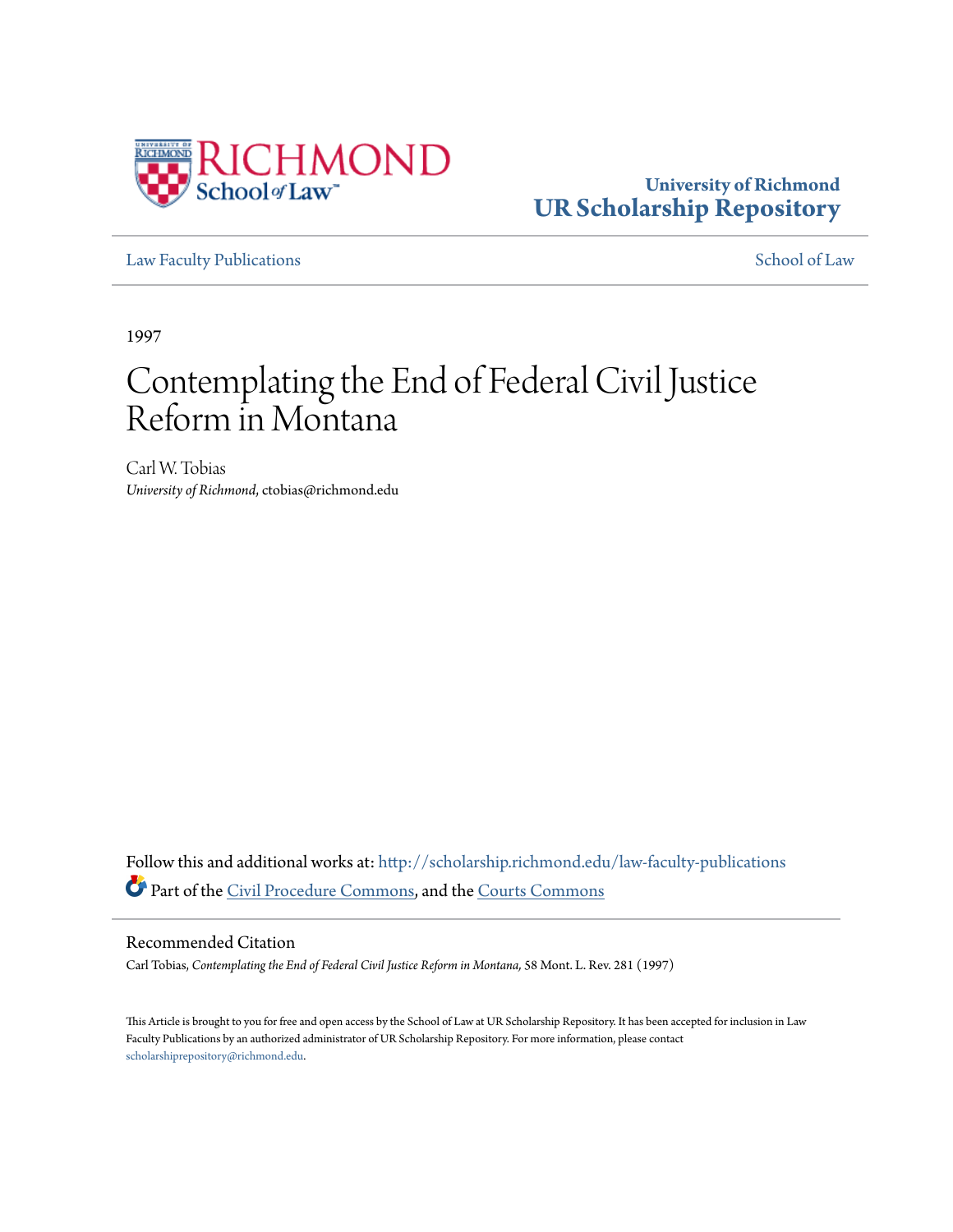University of Richmond
UR Scholarship Repository

Law Faculty Publications | School of Law

1997

# Contemplating the End of Federal Civil Justice Reform in Montana

Carl W. Tobias
*University of Richmond*, ctobias@richmond.edu

Follow this and additional works at: http://scholarship.richmond.edu/law-faculty-publications

Part of the Civil Procedure Commons, and the Courts Commons

## Recommended Citation

Carl Tobias, *Contemplating the End of Federal Civil Justice Reform in Montana,* 58 Mont. L. Rev. 281 (1997)

This Article is brought to you for free and open access by the School of Law at UR Scholarship Repository. It has been accepted for inclusion in Law Faculty Publications by an authorized administrator of UR Scholarship Repository. For more information, please contact scholarshiprepository@richmond.edu.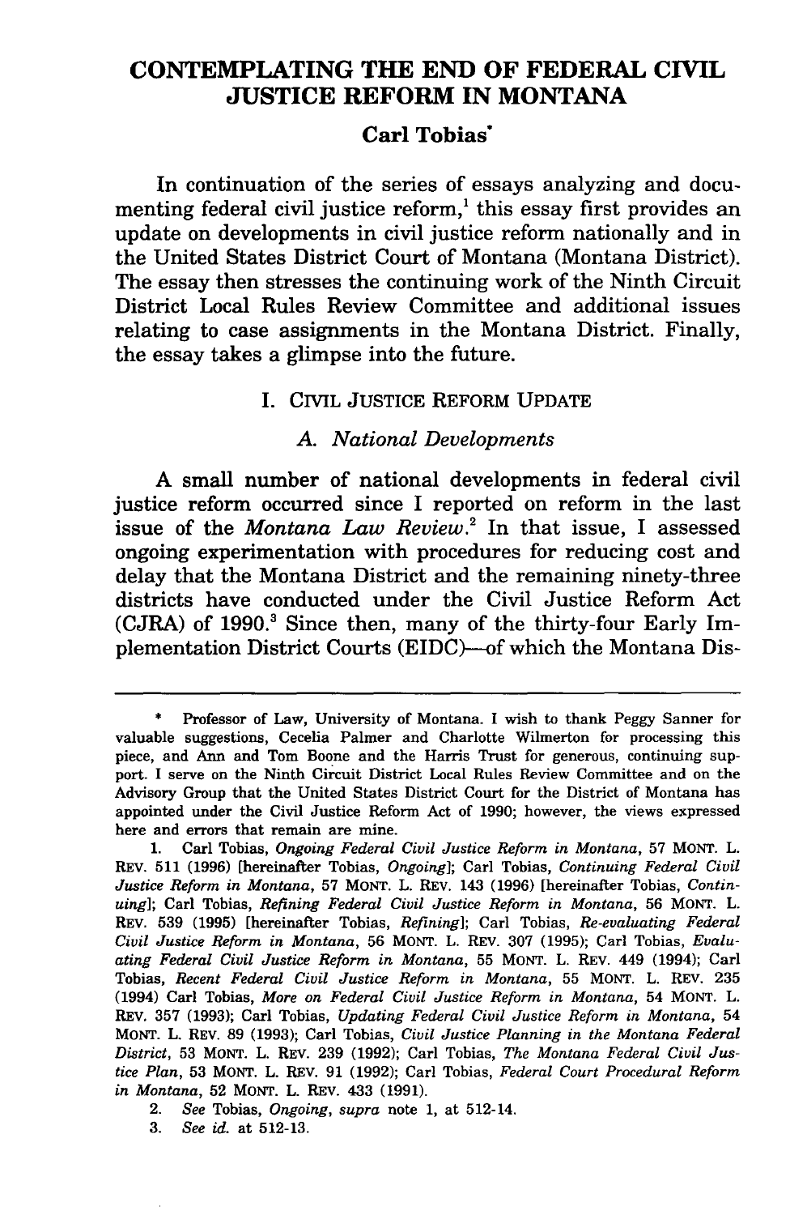# CONTEMPLATING THE END OF FEDERAL CIVIL JUSTICE REFORM IN MONTANA

**Carl Tobias***

In continuation of the series of essays analyzing and documenting federal civil justice reform,[1] this essay first provides an update on developments in civil justice reform nationally and in the United States District Court of Montana (Montana District). The essay then stresses the continuing work of the Ninth Circuit District Local Rules Review Committee and additional issues relating to case assignments in the Montana District. Finally, the essay takes a glimpse into the future.

## I. CIVIL JUSTICE REFORM UPDATE

### A. *National Developments*

A small number of national developments in federal civil justice reform occurred since I reported on reform in the last issue of the *Montana Law Review*.[2] In that issue, I assessed ongoing experimentation with procedures for reducing cost and delay that the Montana District and the remaining ninety-three districts have conducted under the Civil Justice Reform Act (CJRA) of 1990.[3] Since then, many of the thirty-four Early Implementation District Courts (EIDC)—of which the Montana Dis-

---

\* Professor of Law, University of Montana. I wish to thank Peggy Sanner for valuable suggestions, Cecelia Palmer and Charlotte Wilmerton for processing this piece, and Ann and Tom Boone and the Harris Trust for generous, continuing support. I serve on the Ninth Circuit District Local Rules Review Committee and on the Advisory Group that the United States District Court for the District of Montana has appointed under the Civil Justice Reform Act of 1990; however, the views expressed here and errors that remain are mine.

1. Carl Tobias, *Ongoing Federal Civil Justice Reform in Montana*, 57 MONT. L. REV. 511 (1996) [hereinafter Tobias, *Ongoing*]; Carl Tobias, *Continuing Federal Civil Justice Reform in Montana*, 57 MONT. L. REV. 143 (1996) [hereinafter Tobias, *Continuing*]; Carl Tobias, *Refining Federal Civil Justice Reform in Montana*, 56 MONT. L. REV. 539 (1995) [hereinafter Tobias, *Refining*]; Carl Tobias, *Re-evaluating Federal Civil Justice Reform in Montana*, 56 MONT. L. REV. 307 (1995); Carl Tobias, *Evaluating Federal Civil Justice Reform in Montana*, 55 MONT. L. REV. 449 (1994); Carl Tobias, *Recent Federal Civil Justice Reform in Montana*, 55 MONT. L. REV. 235 (1994) Carl Tobias, *More on Federal Civil Justice Reform in Montana*, 54 MONT. L. REV. 357 (1993); Carl Tobias, *Updating Federal Civil Justice Reform in Montana*, 54 MONT. L. REV. 89 (1993); Carl Tobias, *Civil Justice Planning in the Montana Federal District*, 53 MONT. L. REV. 239 (1992); Carl Tobias, *The Montana Federal Civil Justice Plan*, 53 MONT. L. REV. 91 (1992); Carl Tobias, *Federal Court Procedural Reform in Montana*, 52 MONT. L. REV. 433 (1991).

2. *See* Tobias, *Ongoing*, *supra* note 1, at 512-14.

3. *See id.* at 512-13.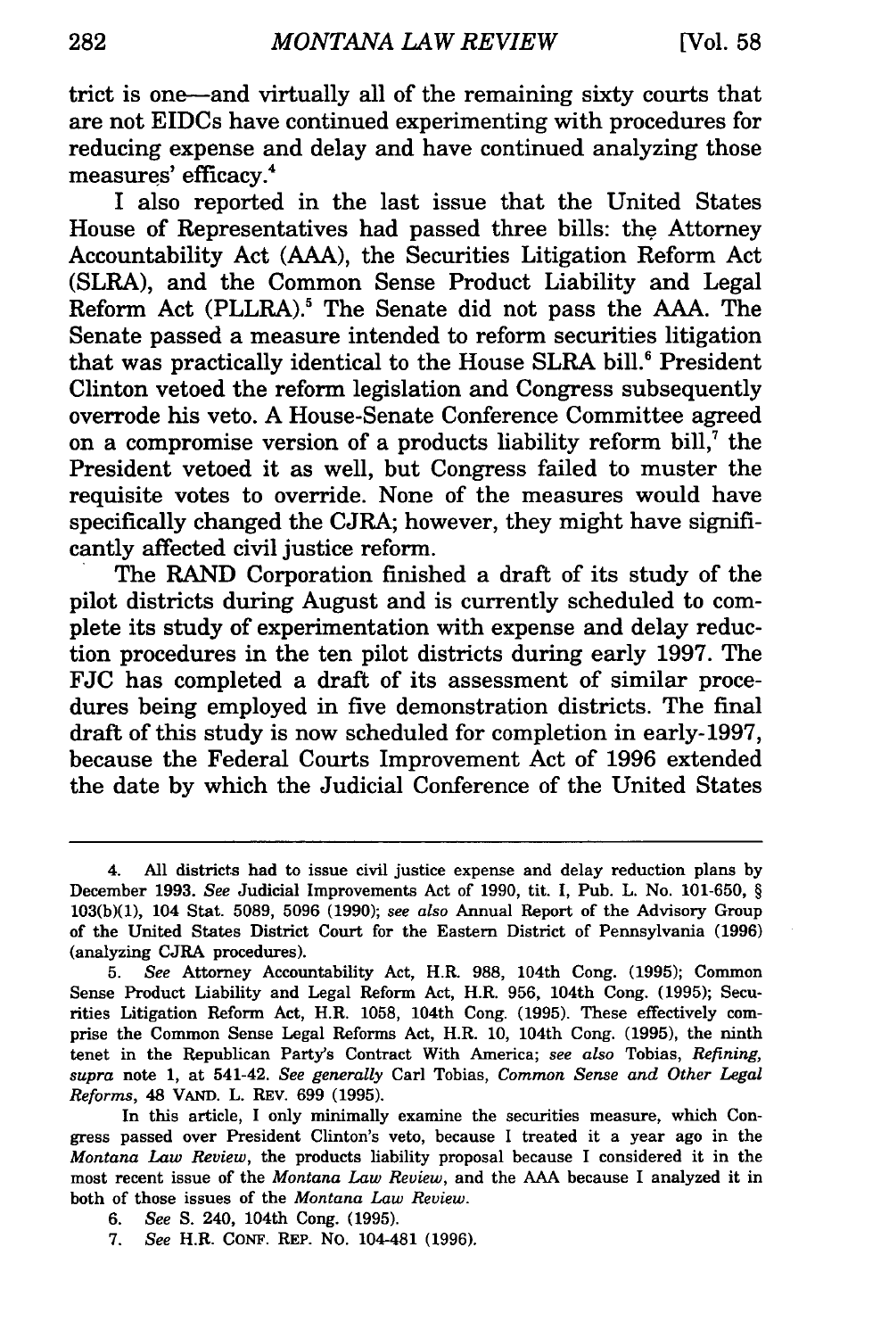trict is one—and virtually all of the remaining sixty courts that are not EIDCs have continued experimenting with procedures for reducing expense and delay and have continued analyzing those measures' efficacy.[4]

I also reported in the last issue that the United States House of Representatives had passed three bills: the Attorney Accountability Act (AAA), the Securities Litigation Reform Act (SLRA), and the Common Sense Product Liability and Legal Reform Act (PLLRA).[5] The Senate did not pass the AAA. The Senate passed a measure intended to reform securities litigation that was practically identical to the House SLRA bill.[6] President Clinton vetoed the reform legislation and Congress subsequently overrode his veto. A House-Senate Conference Committee agreed on a compromise version of a products liability reform bill,[7] the President vetoed it as well, but Congress failed to muster the requisite votes to override. None of the measures would have specifically changed the CJRA; however, they might have significantly affected civil justice reform.

The RAND Corporation finished a draft of its study of the pilot districts during August and is currently scheduled to complete its study of experimentation with expense and delay reduction procedures in the ten pilot districts during early 1997. The FJC has completed a draft of its assessment of similar procedures being employed in five demonstration districts. The final draft of this study is now scheduled for completion in early-1997, because the Federal Courts Improvement Act of 1996 extended the date by which the Judicial Conference of the United States

---

4. All districts had to issue civil justice expense and delay reduction plans by December 1993. *See* Judicial Improvements Act of 1990, tit. I, Pub. L. No. 101-650, § 103(b)(1), 104 Stat. 5089, 5096 (1990); *see also* Annual Report of the Advisory Group of the United States District Court for the Eastern District of Pennsylvania (1996) (analyzing CJRA procedures).

5. *See* Attorney Accountability Act, H.R. 988, 104th Cong. (1995); Common Sense Product Liability and Legal Reform Act, H.R. 956, 104th Cong. (1995); Securities Litigation Reform Act, H.R. 1058, 104th Cong. (1995). These effectively comprise the Common Sense Legal Reforms Act, H.R. 10, 104th Cong. (1995), the ninth tenet in the Republican Party's Contract With America; *see also* Tobias, *Refining*, *supra* note 1, at 541-42. *See generally* Carl Tobias, *Common Sense and Other Legal Reforms*, 48 VAND. L. REV. 699 (1995).

In this article, I only minimally examine the securities measure, which Congress passed over President Clinton's veto, because I treated it a year ago in the *Montana Law Review*, the products liability proposal because I considered it in the most recent issue of the *Montana Law Review*, and the AAA because I analyzed it in both of those issues of the *Montana Law Review*.

6. *See* S. 240, 104th Cong. (1995).

7. *See* H.R. CONF. REP. NO. 104-481 (1996).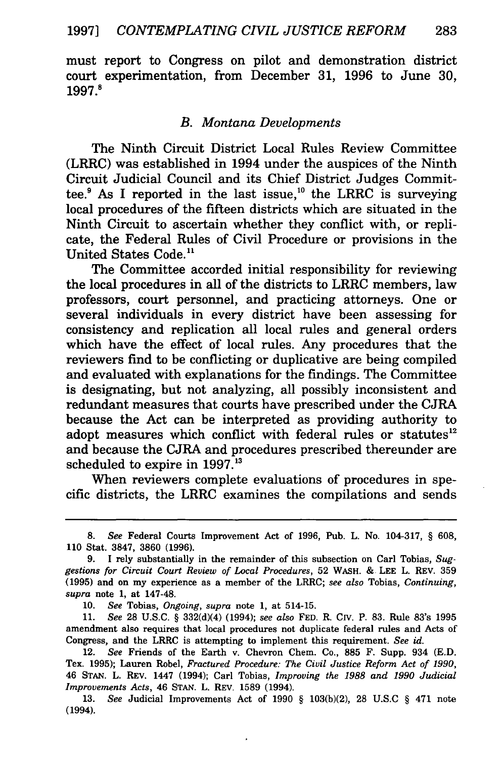must report to Congress on pilot and demonstration district court experimentation, from December 31, 1996 to June 30, 1997.[8]

### *B. Montana Developments*

The Ninth Circuit District Local Rules Review Committee (LRRC) was established in 1994 under the auspices of the Ninth Circuit Judicial Council and its Chief District Judges Committee.[9] As I reported in the last issue,[10] the LRRC is surveying local procedures of the fifteen districts which are situated in the Ninth Circuit to ascertain whether they conflict with, or replicate, the Federal Rules of Civil Procedure or provisions in the United States Code.[11]

The Committee accorded initial responsibility for reviewing the local procedures in all of the districts to LRRC members, law professors, court personnel, and practicing attorneys. One or several individuals in every district have been assessing for consistency and replication all local rules and general orders which have the effect of local rules. Any procedures that the reviewers find to be conflicting or duplicative are being compiled and evaluated with explanations for the findings. The Committee is designating, but not analyzing, all possibly inconsistent and redundant measures that courts have prescribed under the CJRA because the Act can be interpreted as providing authority to adopt measures which conflict with federal rules or statutes[12] and because the CJRA and procedures prescribed thereunder are scheduled to expire in 1997.[13]

When reviewers complete evaluations of procedures in specific districts, the LRRC examines the compilations and sends

---

8. *See* Federal Courts Improvement Act of 1996, Pub. L. No. 104-317, § 608, 110 Stat. 3847, 3860 (1996).

9. I rely substantially in the remainder of this subsection on Carl Tobias, *Suggestions for Circuit Court Review of Local Procedures*, 52 WASH. & LEE L. REV. 359 (1995) and on my experience as a member of the LRRC; *see also* Tobias, *Continuing*, *supra* note 1, at 147-48.

10. *See* Tobias, *Ongoing*, *supra* note 1, at 514-15.

11. *See* 28 U.S.C. § 332(d)(4) (1994); *see also* FED. R. CIV. P. 83. Rule 83's 1995 amendment also requires that local procedures not duplicate federal rules and Acts of Congress, and the LRRC is attempting to implement this requirement. *See id.*

12. *See* Friends of the Earth v. Chevron Chem. Co., 885 F. Supp. 934 (E.D. Tex. 1995); Lauren Robel, *Fractured Procedure: The Civil Justice Reform Act of 1990*, 46 STAN. L. REV. 1447 (1994); Carl Tobias, *Improving the 1988 and 1990 Judicial Improvements Acts*, 46 STAN. L. REV. 1589 (1994).

13. *See* Judicial Improvements Act of 1990 § 103(b)(2), 28 U.S.C § 471 note (1994).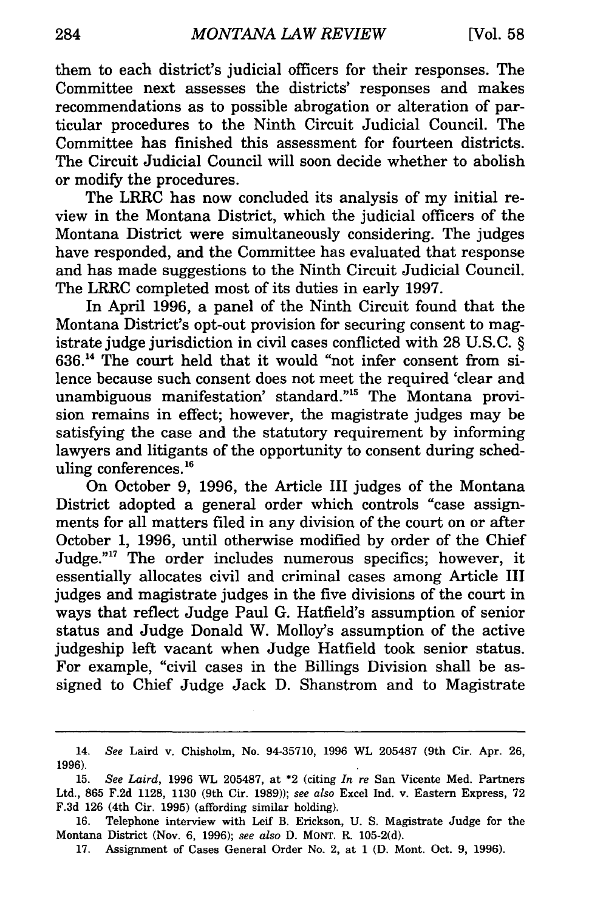them to each district's judicial officers for their responses. The Committee next assesses the districts' responses and makes recommendations as to possible abrogation or alteration of particular procedures to the Ninth Circuit Judicial Council. The Committee has finished this assessment for fourteen districts. The Circuit Judicial Council will soon decide whether to abolish or modify the procedures.

The LRRC has now concluded its analysis of my initial review in the Montana District, which the judicial officers of the Montana District were simultaneously considering. The judges have responded, and the Committee has evaluated that response and has made suggestions to the Ninth Circuit Judicial Council. The LRRC completed most of its duties in early 1997.

In April 1996, a panel of the Ninth Circuit found that the Montana District's opt-out provision for securing consent to magistrate judge jurisdiction in civil cases conflicted with 28 U.S.C. § 636.[14] The court held that it would "not infer consent from silence because such consent does not meet the required 'clear and unambiguous manifestation' standard."[15] The Montana provision remains in effect; however, the magistrate judges may be satisfying the case and the statutory requirement by informing lawyers and litigants of the opportunity to consent during scheduling conferences.[16]

On October 9, 1996, the Article III judges of the Montana District adopted a general order which controls "case assignments for all matters filed in any division of the court on or after October 1, 1996, until otherwise modified by order of the Chief Judge."[17] The order includes numerous specifics; however, it essentially allocates civil and criminal cases among Article III judges and magistrate judges in the five divisions of the court in ways that reflect Judge Paul G. Hatfield's assumption of senior status and Judge Donald W. Molloy's assumption of the active judgeship left vacant when Judge Hatfield took senior status. For example, "civil cases in the Billings Division shall be assigned to Chief Judge Jack D. Shanstrom and to Magistrate

---

14. *See* Laird v. Chisholm, No. 94-35710, 1996 WL 205487 (9th Cir. Apr. 26, 1996).

15. *See Laird*, 1996 WL 205487, at *2 (citing *In re* San Vicente Med. Partners Ltd., 865 F.2d 1128, 1130 (9th Cir. 1989)); *see also* Excel Ind. v. Eastern Express, 72 F.3d 126 (4th Cir. 1995) (affording similar holding).

16. Telephone interview with Leif B. Erickson, U. S. Magistrate Judge for the Montana District (Nov. 6, 1996); *see also* D. MONT. R. 105-2(d).

17. Assignment of Cases General Order No. 2, at 1 (D. Mont. Oct. 9, 1996).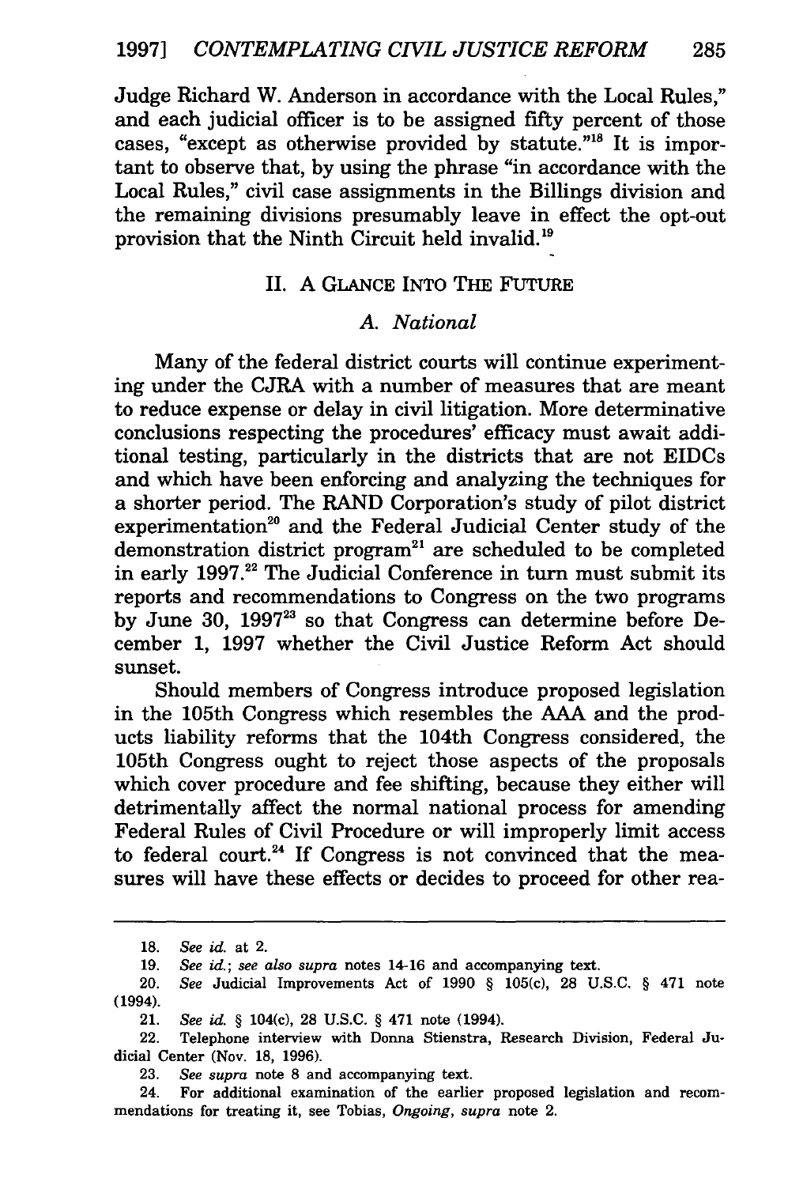Judge Richard W. Anderson in accordance with the Local Rules," and each judicial officer is to be assigned fifty percent of those cases, "except as otherwise provided by statute."[18] It is important to observe that, by using the phrase "in accordance with the Local Rules," civil case assignments in the Billings division and the remaining divisions presumably leave in effect the opt-out provision that the Ninth Circuit held invalid.[19]

## II. A GLANCE INTO THE FUTURE

### A. *National*

Many of the federal district courts will continue experimenting under the CJRA with a number of measures that are meant to reduce expense or delay in civil litigation. More determinative conclusions respecting the procedures' efficacy must await additional testing, particularly in the districts that are not EIDCs and which have been enforcing and analyzing the techniques for a shorter period. The RAND Corporation's study of pilot district experimentation[20] and the Federal Judicial Center study of the demonstration district program[21] are scheduled to be completed in early 1997.[22] The Judicial Conference in turn must submit its reports and recommendations to Congress on the two programs by June 30, 1997[23] so that Congress can determine before December 1, 1997 whether the Civil Justice Reform Act should sunset.

Should members of Congress introduce proposed legislation in the 105th Congress which resembles the AAA and the products liability reforms that the 104th Congress considered, the 105th Congress ought to reject those aspects of the proposals which cover procedure and fee shifting, because they either will detrimentally affect the normal national process for amending Federal Rules of Civil Procedure or will improperly limit access to federal court.[24] If Congress is not convinced that the measures will have these effects or decides to proceed for other rea-

---

18. *See id.* at 2.

19. *See id.*; *see also supra* notes 14-16 and accompanying text.

20. *See* Judicial Improvements Act of 1990 § 105(c), 28 U.S.C. § 471 note (1994).

21. *See id.* § 104(c), 28 U.S.C. § 471 note (1994).

22. Telephone interview with Donna Stienstra, Research Division, Federal Judicial Center (Nov. 18, 1996).

23. *See supra* note 8 and accompanying text.

24. For additional examination of the earlier proposed legislation and recommendations for treating it, see Tobias, *Ongoing*, *supra* note 2.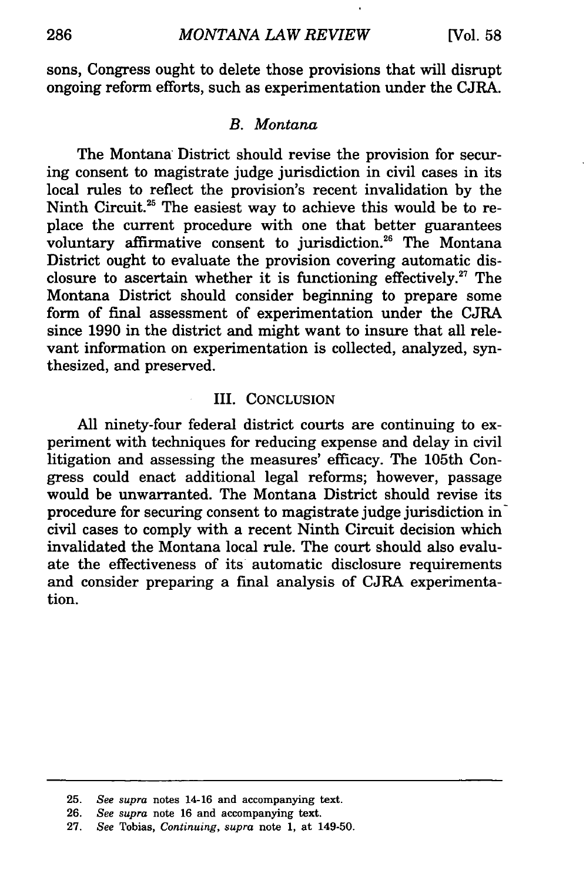sons, Congress ought to delete those provisions that will disrupt ongoing reform efforts, such as experimentation under the CJRA.

### *B. Montana*

The Montana District should revise the provision for securing consent to magistrate judge jurisdiction in civil cases in its local rules to reflect the provision's recent invalidation by the Ninth Circuit.[25] The easiest way to achieve this would be to replace the current procedure with one that better guarantees voluntary affirmative consent to jurisdiction.[26] The Montana District ought to evaluate the provision covering automatic disclosure to ascertain whether it is functioning effectively.[27] The Montana District should consider beginning to prepare some form of final assessment of experimentation under the CJRA since 1990 in the district and might want to insure that all relevant information on experimentation is collected, analyzed, synthesized, and preserved.

## III. CONCLUSION

All ninety-four federal district courts are continuing to experiment with techniques for reducing expense and delay in civil litigation and assessing the measures' efficacy. The 105th Congress could enact additional legal reforms; however, passage would be unwarranted. The Montana District should revise its procedure for securing consent to magistrate judge jurisdiction in civil cases to comply with a recent Ninth Circuit decision which invalidated the Montana local rule. The court should also evaluate the effectiveness of its automatic disclosure requirements and consider preparing a final analysis of CJRA experimentation.

---

25. *See supra* notes 14-16 and accompanying text.

26. *See supra* note 16 and accompanying text.

27. *See* Tobias, *Continuing*, *supra* note 1, at 149-50.